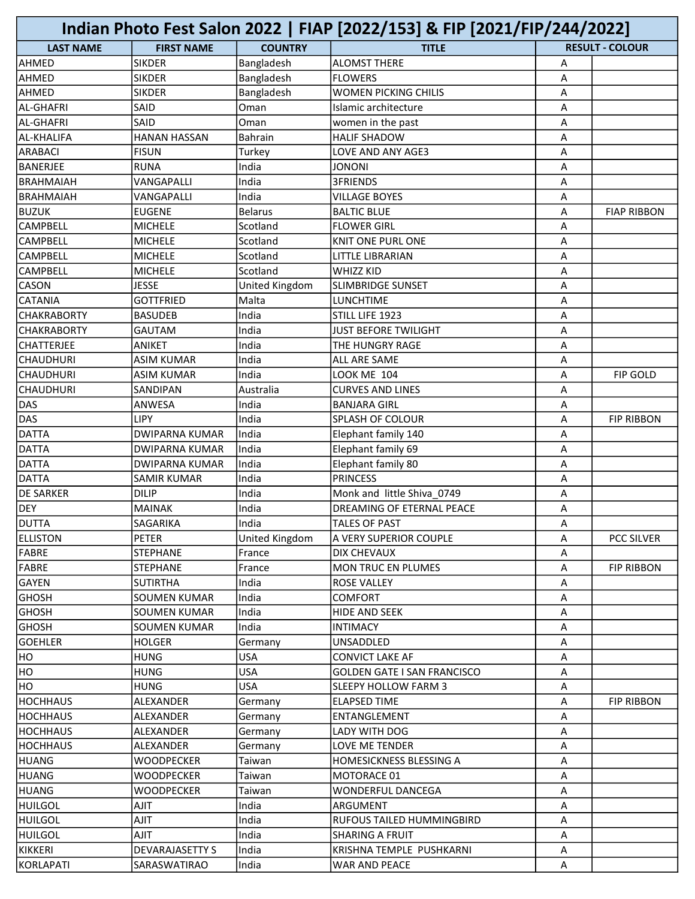# Indian Photo Fest Salon 2022 | FIAP [2022/153] & FIP [2021/FIP/244/2022]

| LAST NAME | FIRST NAME | COUNTRY | TITLE | RESULT - COLOUR | |
|---|---|---|---|---|---|
| AHMED | SIKDER | Bangladesh | ALOMST THERE | A | |
| AHMED | SIKDER | Bangladesh | FLOWERS | A | |
| AHMED | SIKDER | Bangladesh | WOMEN PICKING CHILIS | A | |
| AL-GHAFRI | SAID | Oman | Islamic architecture | A | |
| AL-GHAFRI | SAID | Oman | women in the past | A | |
| AL-KHALIFA | HANAN HASSAN | Bahrain | HALIF SHADOW | A | |
| ARABACI | FISUN | Turkey | LOVE AND ANY AGE3 | A | |
| BANERJEE | RUNA | India | JONONI | A | |
| BRAHMAIAH | VANGAPALLI | India | 3FRIENDS | A | |
| BRAHMAIAH | VANGAPALLI | India | VILLAGE BOYES | A | |
| BUZUK | EUGENE | Belarus | BALTIC BLUE | A | FIAP RIBBON |
| CAMPBELL | MICHELE | Scotland | FLOWER GIRL | A | |
| CAMPBELL | MICHELE | Scotland | KNIT ONE PURL ONE | A | |
| CAMPBELL | MICHELE | Scotland | LITTLE LIBRARIAN | A | |
| CAMPBELL | MICHELE | Scotland | WHIZZ KID | A | |
| CASON | JESSE | United Kingdom | SLIMBRIDGE SUNSET | A | |
| CATANIA | GOTTFRIED | Malta | LUNCHTIME | A | |
| CHAKRABORTY | BASUDEB | India | STILL LIFE 1923 | A | |
| CHAKRABORTY | GAUTAM | India | JUST BEFORE TWILIGHT | A | |
| CHATTERJEE | ANIKET | India | THE HUNGRY RAGE | A | |
| CHAUDHURI | ASIM KUMAR | India | ALL ARE SAME | A | |
| CHAUDHURI | ASIM KUMAR | India | LOOK ME 104 | A | FIP GOLD |
| CHAUDHURI | SANDIPAN | Australia | CURVES AND LINES | A | |
| DAS | ANWESA | India | BANJARA GIRL | A | |
| DAS | LIPY | India | SPLASH OF COLOUR | A | FIP RIBBON |
| DATTA | DWIPARNA KUMAR | India | Elephant family 140 | A | |
| DATTA | DWIPARNA KUMAR | India | Elephant family 69 | A | |
| DATTA | DWIPARNA KUMAR | India | Elephant family 80 | A | |
| DATTA | SAMIR KUMAR | India | PRINCESS | A | |
| DE SARKER | DILIP | India | Monk and little Shiva_0749 | A | |
| DEY | MAINAK | India | DREAMING OF ETERNAL PEACE | A | |
| DUTTA | SAGARIKA | India | TALES OF PAST | A | |
| ELLISTON | PETER | United Kingdom | A VERY SUPERIOR COUPLE | A | PCC SILVER |
| FABRE | STEPHANE | France | DIX CHEVAUX | A | |
| FABRE | STEPHANE | France | MON TRUC EN PLUMES | A | FIP RIBBON |
| GAYEN | SUTIRTHA | India | ROSE VALLEY | A | |
| GHOSH | SOUMEN KUMAR | India | COMFORT | A | |
| GHOSH | SOUMEN KUMAR | India | HIDE AND SEEK | A | |
| GHOSH | SOUMEN KUMAR | India | INTIMACY | A | |
| GOEHLER | HOLGER | Germany | UNSADDLED | A | |
| HO | HUNG | USA | CONVICT LAKE AF | A | |
| HO | HUNG | USA | GOLDEN GATE I SAN FRANCISCO | A | |
| HO | HUNG | USA | SLEEPY HOLLOW FARM 3 | A | |
| HOCHHAUS | ALEXANDER | Germany | ELAPSED TIME | A | FIP RIBBON |
| HOCHHAUS | ALEXANDER | Germany | ENTANGLEMENT | A | |
| HOCHHAUS | ALEXANDER | Germany | LADY WITH DOG | A | |
| HOCHHAUS | ALEXANDER | Germany | LOVE ME TENDER | A | |
| HUANG | WOODPECKER | Taiwan | HOMESICKNESS BLESSING A | A | |
| HUANG | WOODPECKER | Taiwan | MOTORACE 01 | A | |
| HUANG | WOODPECKER | Taiwan | WONDERFUL DANCEGA | A | |
| HUILGOL | AJIT | India | ARGUMENT | A | |
| HUILGOL | AJIT | India | RUFOUS TAILED HUMMINGBIRD | A | |
| HUILGOL | AJIT | India | SHARING A FRUIT | A | |
| KIKKERI | DEVARAJASETTY S | India | KRISHNA TEMPLE PUSHKARNI | A | |
| KORLAPATI | SARASWATIRAO | India | WAR AND PEACE | A | |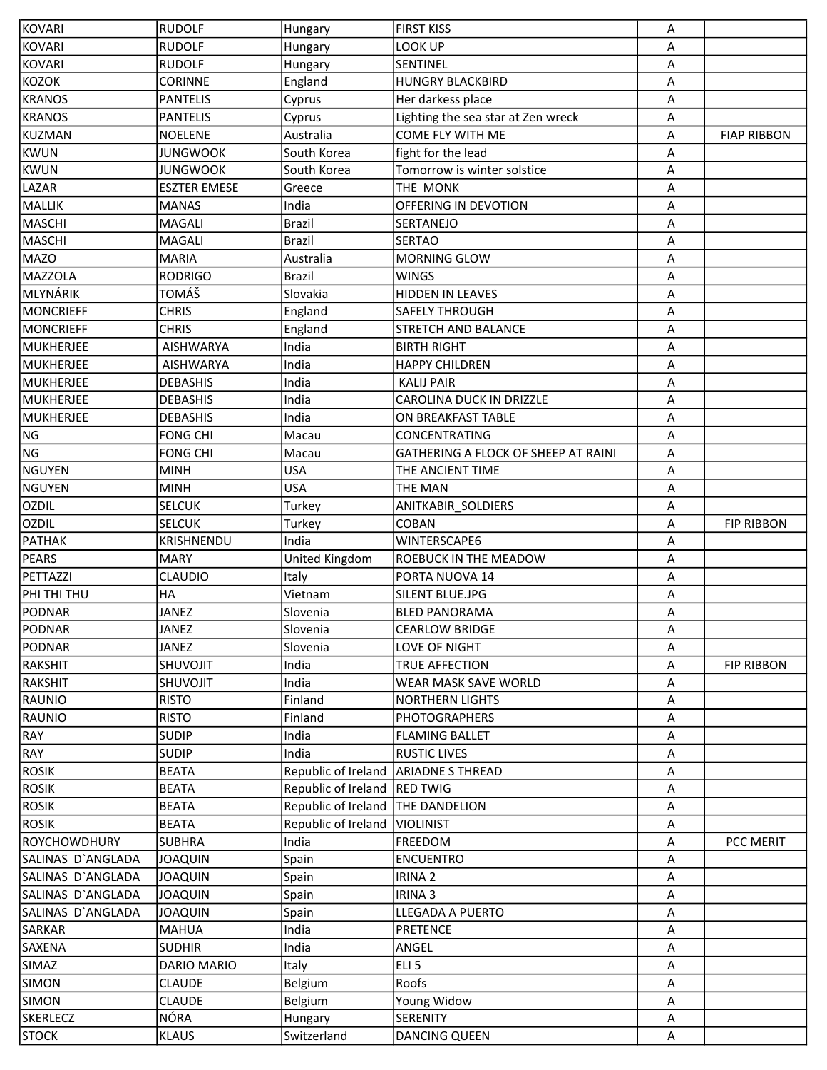| | | | | | |
|---|---|---|---|---|---|
| KOVARI | RUDOLF | Hungary | FIRST KISS | A | |
| KOVARI | RUDOLF | Hungary | LOOK UP | A | |
| KOVARI | RUDOLF | Hungary | SENTINEL | A | |
| KOZOK | CORINNE | England | HUNGRY BLACKBIRD | A | |
| KRANOS | PANTELIS | Cyprus | Her darkess place | A | |
| KRANOS | PANTELIS | Cyprus | Lighting the sea star at Zen wreck | A | |
| KUZMAN | NOELENE | Australia | COME FLY WITH ME | A | FIAP RIBBON |
| KWUN | JUNGWOOK | South Korea | fight for the lead | A | |
| KWUN | JUNGWOOK | South Korea | Tomorrow is winter solstice | A | |
| LAZAR | ESZTER EMESE | Greece | THE MONK | A | |
| MALLIK | MANAS | India | OFFERING IN DEVOTION | A | |
| MASCHI | MAGALI | Brazil | SERTANEJO | A | |
| MASCHI | MAGALI | Brazil | SERTAO | A | |
| MAZO | MARIA | Australia | MORNING GLOW | A | |
| MAZZOLA | RODRIGO | Brazil | WINGS | A | |
| MLYNÁRIK | TOMÁŠ | Slovakia | HIDDEN IN LEAVES | A | |
| MONCRIEFF | CHRIS | England | SAFELY THROUGH | A | |
| MONCRIEFF | CHRIS | England | STRETCH AND BALANCE | A | |
| MUKHERJEE | AISHWARYA | India | BIRTH RIGHT | A | |
| MUKHERJEE | AISHWARYA | India | HAPPY CHILDREN | A | |
| MUKHERJEE | DEBASHIS | India | KALIJ PAIR | A | |
| MUKHERJEE | DEBASHIS | India | CAROLINA DUCK IN DRIZZLE | A | |
| MUKHERJEE | DEBASHIS | India | ON BREAKFAST TABLE | A | |
| NG | FONG CHI | Macau | CONCENTRATING | A | |
| NG | FONG CHI | Macau | GATHERING A FLOCK OF SHEEP AT RAINI | A | |
| NGUYEN | MINH | USA | THE ANCIENT TIME | A | |
| NGUYEN | MINH | USA | THE MAN | A | |
| OZDIL | SELCUK | Turkey | ANITKABIR_SOLDIERS | A | |
| OZDIL | SELCUK | Turkey | COBAN | A | FIP RIBBON |
| PATHAK | KRISHNENDU | India | WINTERSCAPE6 | A | |
| PEARS | MARY | United Kingdom | ROEBUCK IN THE MEADOW | A | |
| PETTAZZI | CLAUDIO | Italy | PORTA NUOVA 14 | A | |
| PHI THI THU | HA | Vietnam | SILENT BLUE.JPG | A | |
| PODNAR | JANEZ | Slovenia | BLED PANORAMA | A | |
| PODNAR | JANEZ | Slovenia | CEARLOW BRIDGE | A | |
| PODNAR | JANEZ | Slovenia | LOVE OF NIGHT | A | |
| RAKSHIT | SHUVOJIT | India | TRUE AFFECTION | A | FIP RIBBON |
| RAKSHIT | SHUVOJIT | India | WEAR MASK SAVE WORLD | A | |
| RAUNIO | RISTO | Finland | NORTHERN LIGHTS | A | |
| RAUNIO | RISTO | Finland | PHOTOGRAPHERS | A | |
| RAY | SUDIP | India | FLAMING BALLET | A | |
| RAY | SUDIP | India | RUSTIC LIVES | A | |
| ROSIK | BEATA | Republic of Ireland | ARIADNE S THREAD | A | |
| ROSIK | BEATA | Republic of Ireland | RED TWIG | A | |
| ROSIK | BEATA | Republic of Ireland | THE DANDELION | A | |
| ROSIK | BEATA | Republic of Ireland | VIOLINIST | A | |
| ROYCHOWDHURY | SUBHRA | India | FREEDOM | A | PCC MERIT |
| SALINAS D`ANGLADA | JOAQUIN | Spain | ENCUENTRO | A | |
| SALINAS D`ANGLADA | JOAQUIN | Spain | IRINA 2 | A | |
| SALINAS D`ANGLADA | JOAQUIN | Spain | IRINA 3 | A | |
| SALINAS D`ANGLADA | JOAQUIN | Spain | LLEGADA A PUERTO | A | |
| SARKAR | MAHUA | India | PRETENCE | A | |
| SAXENA | SUDHIR | India | ANGEL | A | |
| SIMAZ | DARIO MARIO | Italy | ELI 5 | A | |
| SIMON | CLAUDE | Belgium | Roofs | A | |
| SIMON | CLAUDE | Belgium | Young Widow | A | |
| SKERLECZ | NÓRA | Hungary | SERENITY | A | |
| STOCK | KLAUS | Switzerland | DANCING QUEEN | A | |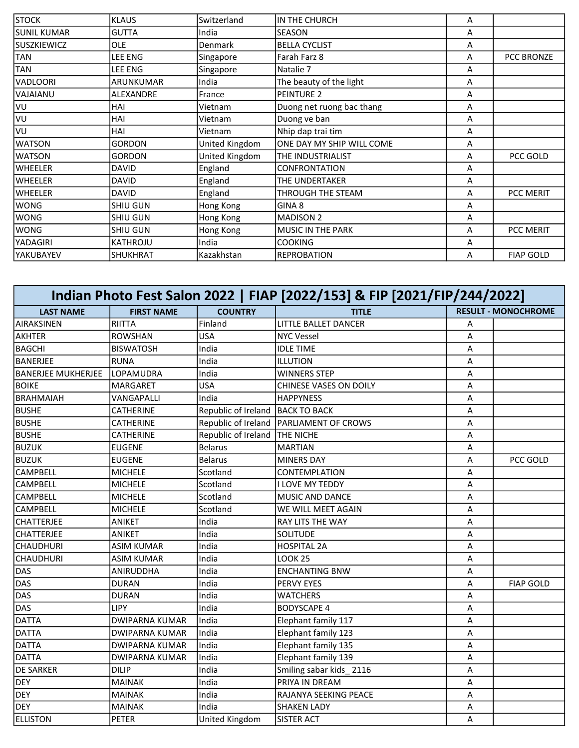| | | | | | |
|---|---|---|---|---|---|
| STOCK | KLAUS | Switzerland | IN THE CHURCH | A | |
| SUNIL KUMAR | GUTTA | India | SEASON | A | |
| SUSZKIEWICZ | OLE | Denmark | BELLA CYCLIST | A | |
| TAN | LEE ENG | Singapore | Farah Farz 8 | A | PCC BRONZE |
| TAN | LEE ENG | Singapore | Natalie 7 | A | |
| VADLOORI | ARUNKUMAR | India | The beauty of the light | A | |
| VAJAIANU | ALEXANDRE | France | PEINTURE 2 | A | |
| VU | HAI | Vietnam | Duong net ruong bac thang | A | |
| VU | HAI | Vietnam | Duong ve ban | A | |
| VU | HAI | Vietnam | Nhip dap trai tim | A | |
| WATSON | GORDON | United Kingdom | ONE DAY MY SHIP WILL COME | A | |
| WATSON | GORDON | United Kingdom | THE INDUSTRIALIST | A | PCC GOLD |
| WHEELER | DAVID | England | CONFRONTATION | A | |
| WHEELER | DAVID | England | THE UNDERTAKER | A | |
| WHEELER | DAVID | England | THROUGH THE STEAM | A | PCC MERIT |
| WONG | SHIU GUN | Hong Kong | GINA 8 | A | |
| WONG | SHIU GUN | Hong Kong | MADISON 2 | A | |
| WONG | SHIU GUN | Hong Kong | MUSIC IN THE PARK | A | PCC MERIT |
| YADAGIRI | KATHROJU | India | COOKING | A | |
| YAKUBAYEV | SHUKHRAT | Kazakhstan | REPROBATION | A | FIAP GOLD |

## Indian Photo Fest Salon 2022 | FIAP [2022/153] & FIP [2021/FIP/244/2022]

| LAST NAME | FIRST NAME | COUNTRY | TITLE | RESULT - MONOCHROME | |
|---|---|---|---|---|---|
| AIRAKSINEN | RIITTA | Finland | LITTLE BALLET DANCER | A | |
| AKHTER | ROWSHAN | USA | NYC Vessel | A | |
| BAGCHI | BISWATOSH | India | IDLE TIME | A | |
| BANERJEE | RUNA | India | ILLUTION | A | |
| BANERJEE MUKHERJEE | LOPAMUDRA | India | WINNERS STEP | A | |
| BOIKE | MARGARET | USA | CHINESE VASES ON DOILY | A | |
| BRAHMAIAH | VANGAPALLI | India | HAPPYNESS | A | |
| BUSHE | CATHERINE | Republic of Ireland | BACK TO BACK | A | |
| BUSHE | CATHERINE | Republic of Ireland | PARLIAMENT OF CROWS | A | |
| BUSHE | CATHERINE | Republic of Ireland | THE NICHE | A | |
| BUZUK | EUGENE | Belarus | MARTIAN | A | |
| BUZUK | EUGENE | Belarus | MINERS DAY | A | PCC GOLD |
| CAMPBELL | MICHELE | Scotland | CONTEMPLATION | A | |
| CAMPBELL | MICHELE | Scotland | I LOVE MY TEDDY | A | |
| CAMPBELL | MICHELE | Scotland | MUSIC AND DANCE | A | |
| CAMPBELL | MICHELE | Scotland | WE WILL MEET AGAIN | A | |
| CHATTERJEE | ANIKET | India | RAY LITS THE WAY | A | |
| CHATTERJEE | ANIKET | India | SOLITUDE | A | |
| CHAUDHURI | ASIM KUMAR | India | HOSPITAL 2A | A | |
| CHAUDHURI | ASIM KUMAR | India | LOOK 25 | A | |
| DAS | ANIRUDDHA | India | ENCHANTING BNW | A | |
| DAS | DURAN | India | PERVY EYES | A | FIAP GOLD |
| DAS | DURAN | India | WATCHERS | A | |
| DAS | LIPY | India | BODYSCAPE 4 | A | |
| DATTA | DWIPARNA KUMAR | India | Elephant family 117 | A | |
| DATTA | DWIPARNA KUMAR | India | Elephant family 123 | A | |
| DATTA | DWIPARNA KUMAR | India | Elephant family 135 | A | |
| DATTA | DWIPARNA KUMAR | India | Elephant family 139 | A | |
| DE SARKER | DILIP | India | Smiling sabar kids_ 2116 | A | |
| DEY | MAINAK | India | PRIYA IN DREAM | A | |
| DEY | MAINAK | India | RAJANYA SEEKING PEACE | A | |
| DEY | MAINAK | India | SHAKEN LADY | A | |
| ELLISTON | PETER | United Kingdom | SISTER ACT | A | |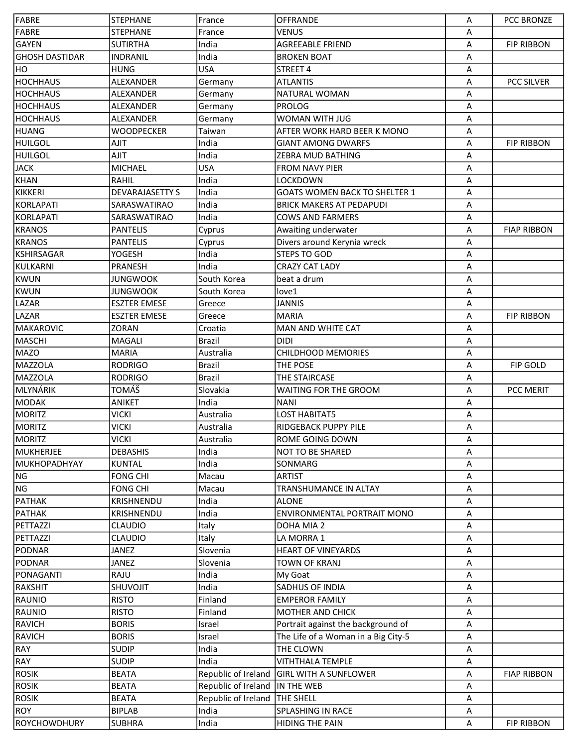| FABRE | STEPHANE | France | OFFRANDE | A | PCC BRONZE |
|---|---|---|---|---|---|
| FABRE | STEPHANE | France | VENUS | A | |
| GAYEN | SUTIRTHA | India | AGREEABLE FRIEND | A | FIP RIBBON |
| GHOSH DASTIDAR | INDRANIL | India | BROKEN BOAT | A | |
| HO | HUNG | USA | STREET 4 | A | |
| HOCHHAUS | ALEXANDER | Germany | ATLANTIS | A | PCC SILVER |
| HOCHHAUS | ALEXANDER | Germany | NATURAL WOMAN | A | |
| HOCHHAUS | ALEXANDER | Germany | PROLOG | A | |
| HOCHHAUS | ALEXANDER | Germany | WOMAN WITH JUG | A | |
| HUANG | WOODPECKER | Taiwan | AFTER WORK HARD BEER K MONO | A | |
| HUILGOL | AJIT | India | GIANT AMONG DWARFS | A | FIP RIBBON |
| HUILGOL | AJIT | India | ZEBRA MUD BATHING | A | |
| JACK | MICHAEL | USA | FROM NAVY PIER | A | |
| KHAN | RAHIL | India | LOCKDOWN | A | |
| KIKKERI | DEVARAJASETTY S | India | GOATS WOMEN BACK TO SHELTER 1 | A | |
| KORLAPATI | SARASWATIRAO | India | BRICK MAKERS AT PEDAPUDI | A | |
| KORLAPATI | SARASWATIRAO | India | COWS AND FARMERS | A | |
| KRANOS | PANTELIS | Cyprus | Awaiting underwater | A | FIAP RIBBON |
| KRANOS | PANTELIS | Cyprus | Divers around Kerynia wreck | A | |
| KSHIRSAGAR | YOGESH | India | STEPS TO GOD | A | |
| KULKARNI | PRANESH | India | CRAZY CAT LADY | A | |
| KWUN | JUNGWOOK | South Korea | beat a drum | A | |
| KWUN | JUNGWOOK | South Korea | love1 | A | |
| LAZAR | ESZTER EMESE | Greece | JANNIS | A | |
| LAZAR | ESZTER EMESE | Greece | MARIA | A | FIP RIBBON |
| MAKAROVIC | ZORAN | Croatia | MAN AND WHITE CAT | A | |
| MASCHI | MAGALI | Brazil | DIDI | A | |
| MAZO | MARIA | Australia | CHILDHOOD MEMORIES | A | |
| MAZZOLA | RODRIGO | Brazil | THE POSE | A | FIP GOLD |
| MAZZOLA | RODRIGO | Brazil | THE STAIRCASE | A | |
| MLYNÁRIK | TOMÁŠ | Slovakia | WAITING FOR THE GROOM | A | PCC MERIT |
| MODAK | ANIKET | India | NANI | A | |
| MORITZ | VICKI | Australia | LOST HABITAT5 | A | |
| MORITZ | VICKI | Australia | RIDGEBACK PUPPY PILE | A | |
| MORITZ | VICKI | Australia | ROME GOING DOWN | A | |
| MUKHERJEE | DEBASHIS | India | NOT TO BE SHARED | A | |
| MUKHOPADHYAY | KUNTAL | India | SONMARG | A | |
| NG | FONG CHI | Macau | ARTIST | A | |
| NG | FONG CHI | Macau | TRANSHUMANCE IN ALTAY | A | |
| PATHAK | KRISHNENDU | India | ALONE | A | |
| PATHAK | KRISHNENDU | India | ENVIRONMENTAL PORTRAIT MONO | A | |
| PETTAZZI | CLAUDIO | Italy | DOHA MIA 2 | A | |
| PETTAZZI | CLAUDIO | Italy | LA MORRA 1 | A | |
| PODNAR | JANEZ | Slovenia | HEART OF VINEYARDS | A | |
| PODNAR | JANEZ | Slovenia | TOWN OF KRANJ | A | |
| PONAGANTI | RAJU | India | My Goat | A | |
| RAKSHIT | SHUVOJIT | India | SADHUS OF INDIA | A | |
| RAUNIO | RISTO | Finland | EMPEROR FAMILY | A | |
| RAUNIO | RISTO | Finland | MOTHER AND CHICK | A | |
| RAVICH | BORIS | Israel | Portrait against the background of | A | |
| RAVICH | BORIS | Israel | The Life of a Woman in a Big City-5 | A | |
| RAY | SUDIP | India | THE CLOWN | A | |
| RAY | SUDIP | India | VITHTHALA TEMPLE | A | |
| ROSIK | BEATA | Republic of Ireland | GIRL WITH A SUNFLOWER | A | FIAP RIBBON |
| ROSIK | BEATA | Republic of Ireland | IN THE WEB | A | |
| ROSIK | BEATA | Republic of Ireland | THE SHELL | A | |
| ROY | BIPLAB | India | SPLASHING IN RACE | A | |
| ROYCHOWDHURY | SUBHRA | India | HIDING THE PAIN | A | FIP RIBBON |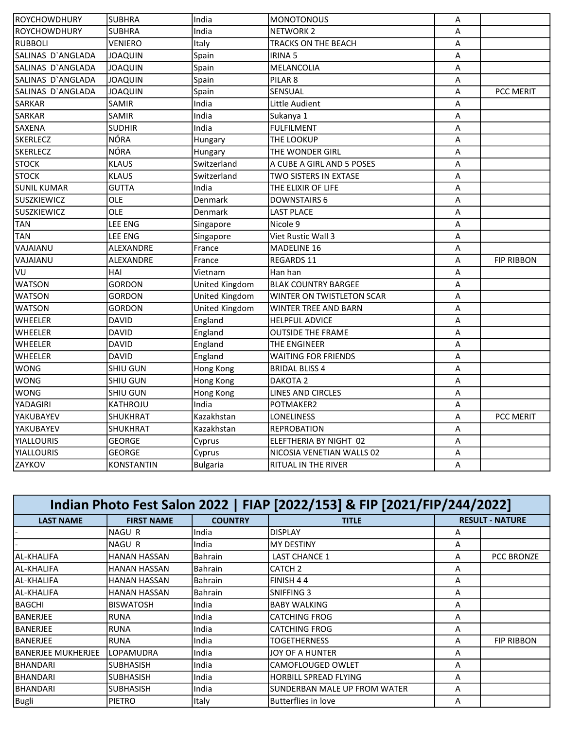| | | | | | |
|---|---|---|---|---|---|
| ROYCHOWDHURY | SUBHRA | India | MONOTONOUS | A | |
| ROYCHOWDHURY | SUBHRA | India | NETWORK 2 | A | |
| RUBBOLI | VENIERO | Italy | TRACKS ON THE BEACH | A | |
| SALINAS D`ANGLADA | JOAQUIN | Spain | IRINA 5 | A | |
| SALINAS D`ANGLADA | JOAQUIN | Spain | MELANCOLIA | A | |
| SALINAS D`ANGLADA | JOAQUIN | Spain | PILAR 8 | A | |
| SALINAS D`ANGLADA | JOAQUIN | Spain | SENSUAL | A | PCC MERIT |
| SARKAR | SAMIR | India | Little Audient | A | |
| SARKAR | SAMIR | India | Sukanya 1 | A | |
| SAXENA | SUDHIR | India | FULFILMENT | A | |
| SKERLECZ | NÓRA | Hungary | THE LOOKUP | A | |
| SKERLECZ | NÓRA | Hungary | THE WONDER GIRL | A | |
| STOCK | KLAUS | Switzerland | A CUBE A GIRL AND 5 POSES | A | |
| STOCK | KLAUS | Switzerland | TWO SISTERS IN EXTASE | A | |
| SUNIL KUMAR | GUTTA | India | THE ELIXIR OF LIFE | A | |
| SUSZKIEWICZ | OLE | Denmark | DOWNSTAIRS 6 | A | |
| SUSZKIEWICZ | OLE | Denmark | LAST PLACE | A | |
| TAN | LEE ENG | Singapore | Nicole 9 | A | |
| TAN | LEE ENG | Singapore | Viet Rustic Wall 3 | A | |
| VAJAIANU | ALEXANDRE | France | MADELINE 16 | A | |
| VAJAIANU | ALEXANDRE | France | REGARDS 11 | A | FIP RIBBON |
| VU | HAI | Vietnam | Han han | A | |
| WATSON | GORDON | United Kingdom | BLAK COUNTRY BARGEE | A | |
| WATSON | GORDON | United Kingdom | WINTER ON TWISTLETON SCAR | A | |
| WATSON | GORDON | United Kingdom | WINTER TREE AND BARN | A | |
| WHEELER | DAVID | England | HELPFUL ADVICE | A | |
| WHEELER | DAVID | England | OUTSIDE THE FRAME | A | |
| WHEELER | DAVID | England | THE ENGINEER | A | |
| WHEELER | DAVID | England | WAITING FOR FRIENDS | A | |
| WONG | SHIU GUN | Hong Kong | BRIDAL BLISS 4 | A | |
| WONG | SHIU GUN | Hong Kong | DAKOTA 2 | A | |
| WONG | SHIU GUN | Hong Kong | LINES AND CIRCLES | A | |
| YADAGIRI | KATHROJU | India | POTMAKER2 | A | |
| YAKUBAYEV | SHUKHRAT | Kazakhstan | LONELINESS | A | PCC MERIT |
| YAKUBAYEV | SHUKHRAT | Kazakhstan | REPROBATION | A | |
| YIALLOURIS | GEORGE | Cyprus | ELEFTHERIA BY NIGHT 02 | A | |
| YIALLOURIS | GEORGE | Cyprus | NICOSIA VENETIAN WALLS 02 | A | |
| ZAYKOV | KONSTANTIN | Bulgaria | RITUAL IN THE RIVER | A | |

## Indian Photo Fest Salon 2022 | FIAP [2022/153] & FIP [2021/FIP/244/2022]

| LAST NAME | FIRST NAME | COUNTRY | TITLE | RESULT - NATURE | |
|---|---|---|---|---|---|
| - | NAGU R | India | DISPLAY | A | |
| - | NAGU R | India | MY DESTINY | A | |
| AL-KHALIFA | HANAN HASSAN | Bahrain | LAST CHANCE 1 | A | PCC BRONZE |
| AL-KHALIFA | HANAN HASSAN | Bahrain | CATCH 2 | A | |
| AL-KHALIFA | HANAN HASSAN | Bahrain | FINISH 4 4 | A | |
| AL-KHALIFA | HANAN HASSAN | Bahrain | SNIFFING 3 | A | |
| BAGCHI | BISWATOSH | India | BABY WALKING | A | |
| BANERJEE | RUNA | India | CATCHING FROG | A | |
| BANERJEE | RUNA | India | CATCHING FROG | A | |
| BANERJEE | RUNA | India | TOGETHERNESS | A | FIP RIBBON |
| BANERJEE MUKHERJEE | LOPAMUDRA | India | JOY OF A HUNTER | A | |
| BHANDARI | SUBHASISH | India | CAMOFLOUGED OWLET | A | |
| BHANDARI | SUBHASISH | India | HORBILL SPREAD FLYING | A | |
| BHANDARI | SUBHASISH | India | SUNDERBAN MALE UP FROM WATER | A | |
| Bugli | PIETRO | Italy | Butterflies in love | A | |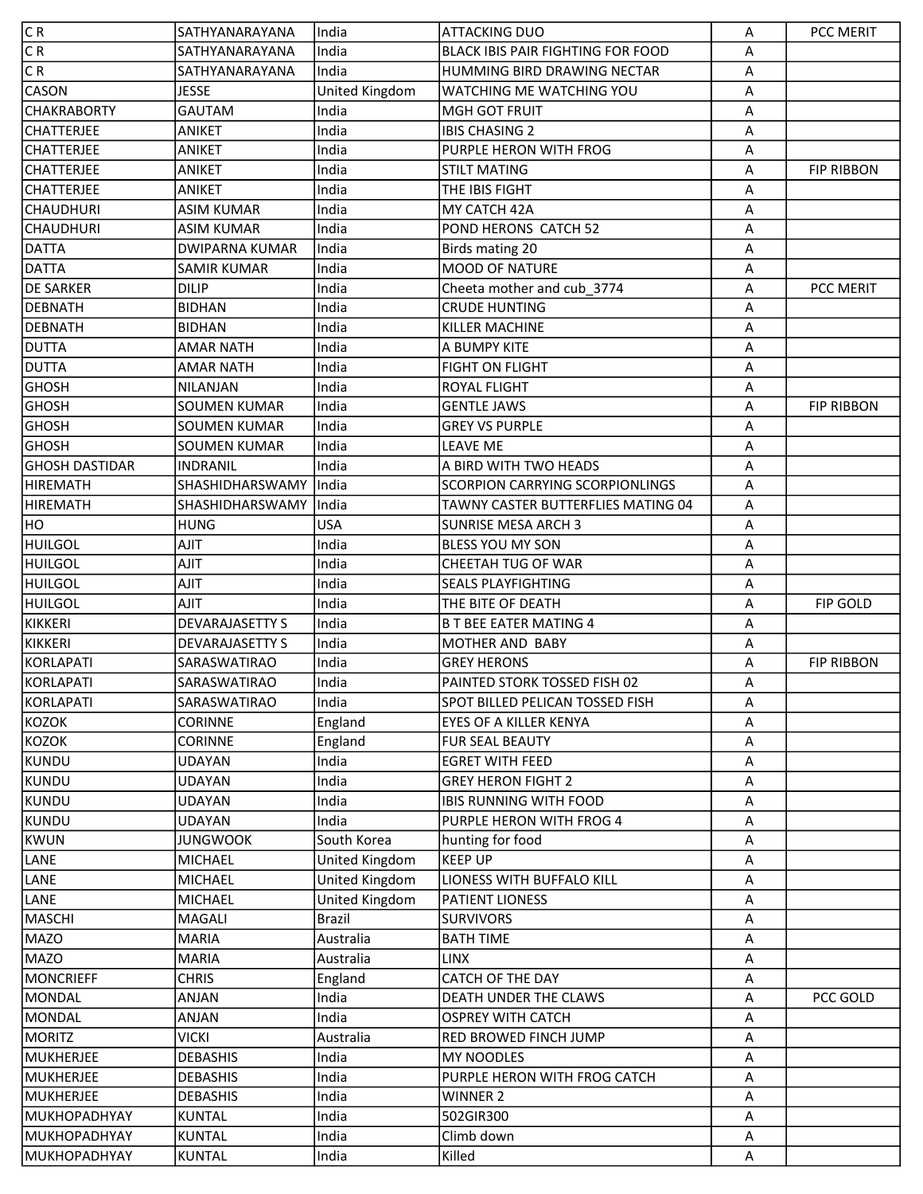| | | | | | |
|---|---|---|---|---|---|
| C R | SATHYANARAYANA | India | ATTACKING DUO | A | PCC MERIT |
| C R | SATHYANARAYANA | India | BLACK IBIS PAIR FIGHTING FOR FOOD | A | |
| C R | SATHYANARAYANA | India | HUMMING BIRD DRAWING NECTAR | A | |
| CASON | JESSE | United Kingdom | WATCHING ME WATCHING YOU | A | |
| CHAKRABORTY | GAUTAM | India | MGH GOT FRUIT | A | |
| CHATTERJEE | ANIKET | India | IBIS CHASING 2 | A | |
| CHATTERJEE | ANIKET | India | PURPLE HERON WITH FROG | A | |
| CHATTERJEE | ANIKET | India | STILT MATING | A | FIP RIBBON |
| CHATTERJEE | ANIKET | India | THE IBIS FIGHT | A | |
| CHAUDHURI | ASIM KUMAR | India | MY CATCH 42A | A | |
| CHAUDHURI | ASIM KUMAR | India | POND HERONS CATCH 52 | A | |
| DATTA | DWIPARNA KUMAR | India | Birds mating 20 | A | |
| DATTA | SAMIR KUMAR | India | MOOD OF NATURE | A | |
| DE SARKER | DILIP | India | Cheeta mother and cub_3774 | A | PCC MERIT |
| DEBNATH | BIDHAN | India | CRUDE HUNTING | A | |
| DEBNATH | BIDHAN | India | KILLER MACHINE | A | |
| DUTTA | AMAR NATH | India | A BUMPY KITE | A | |
| DUTTA | AMAR NATH | India | FIGHT ON FLIGHT | A | |
| GHOSH | NILANJAN | India | ROYAL FLIGHT | A | |
| GHOSH | SOUMEN KUMAR | India | GENTLE JAWS | A | FIP RIBBON |
| GHOSH | SOUMEN KUMAR | India | GREY VS PURPLE | A | |
| GHOSH | SOUMEN KUMAR | India | LEAVE ME | A | |
| GHOSH DASTIDAR | INDRANIL | India | A BIRD WITH TWO HEADS | A | |
| HIREMATH | SHASHIDHARSWAMY | India | SCORPION CARRYING SCORPIONLINGS | A | |
| HIREMATH | SHASHIDHARSWAMY | India | TAWNY CASTER BUTTERFLIES MATING 04 | A | |
| HO | HUNG | USA | SUNRISE MESA ARCH 3 | A | |
| HUILGOL | AJIT | India | BLESS YOU MY SON | A | |
| HUILGOL | AJIT | India | CHEETAH TUG OF WAR | A | |
| HUILGOL | AJIT | India | SEALS PLAYFIGHTING | A | |
| HUILGOL | AJIT | India | THE BITE OF DEATH | A | FIP GOLD |
| KIKKERI | DEVARAJASETTY S | India | B T BEE EATER MATING 4 | A | |
| KIKKERI | DEVARAJASETTY S | India | MOTHER AND BABY | A | |
| KORLAPATI | SARASWATIRAO | India | GREY HERONS | A | FIP RIBBON |
| KORLAPATI | SARASWATIRAO | India | PAINTED STORK TOSSED FISH 02 | A | |
| KORLAPATI | SARASWATIRAO | India | SPOT BILLED PELICAN TOSSED FISH | A | |
| KOZOK | CORINNE | England | EYES OF A KILLER KENYA | A | |
| KOZOK | CORINNE | England | FUR SEAL BEAUTY | A | |
| KUNDU | UDAYAN | India | EGRET WITH FEED | A | |
| KUNDU | UDAYAN | India | GREY HERON FIGHT 2 | A | |
| KUNDU | UDAYAN | India | IBIS RUNNING WITH FOOD | A | |
| KUNDU | UDAYAN | India | PURPLE HERON WITH FROG 4 | A | |
| KWUN | JUNGWOOK | South Korea | hunting for food | A | |
| LANE | MICHAEL | United Kingdom | KEEP UP | A | |
| LANE | MICHAEL | United Kingdom | LIONESS WITH BUFFALO KILL | A | |
| LANE | MICHAEL | United Kingdom | PATIENT LIONESS | A | |
| MASCHI | MAGALI | Brazil | SURVIVORS | A | |
| MAZO | MARIA | Australia | BATH TIME | A | |
| MAZO | MARIA | Australia | LINX | A | |
| MONCRIEFF | CHRIS | England | CATCH OF THE DAY | A | |
| MONDAL | ANJAN | India | DEATH UNDER THE CLAWS | A | PCC GOLD |
| MONDAL | ANJAN | India | OSPREY WITH CATCH | A | |
| MORITZ | VICKI | Australia | RED BROWED FINCH JUMP | A | |
| MUKHERJEE | DEBASHIS | India | MY NOODLES | A | |
| MUKHERJEE | DEBASHIS | India | PURPLE HERON WITH FROG CATCH | A | |
| MUKHERJEE | DEBASHIS | India | WINNER 2 | A | |
| MUKHOPADHYAY | KUNTAL | India | 502GIR300 | A | |
| MUKHOPADHYAY | KUNTAL | India | Climb down | A | |
| MUKHOPADHYAY | KUNTAL | India | Killed | A | |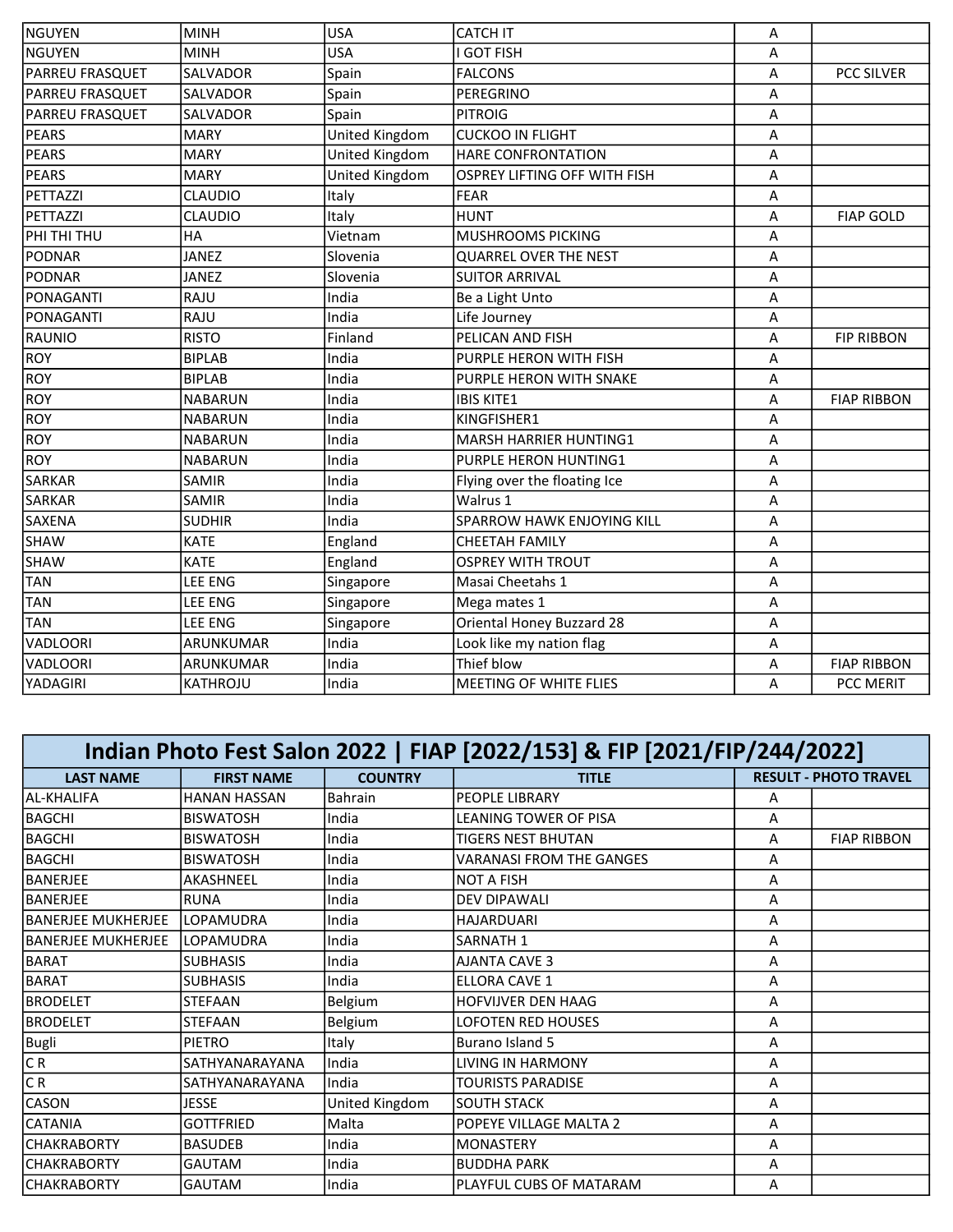| | | | | | |
|---|---|---|---|---|---|
| NGUYEN | MINH | USA | CATCH IT | A | |
| NGUYEN | MINH | USA | I GOT FISH | A | |
| PARREU FRASQUET | SALVADOR | Spain | FALCONS | A | PCC SILVER |
| PARREU FRASQUET | SALVADOR | Spain | PEREGRINO | A | |
| PARREU FRASQUET | SALVADOR | Spain | PITROIG | A | |
| PEARS | MARY | United Kingdom | CUCKOO IN FLIGHT | A | |
| PEARS | MARY | United Kingdom | HARE CONFRONTATION | A | |
| PEARS | MARY | United Kingdom | OSPREY LIFTING OFF WITH FISH | A | |
| PETTAZZI | CLAUDIO | Italy | FEAR | A | |
| PETTAZZI | CLAUDIO | Italy | HUNT | A | FIAP GOLD |
| PHI THI THU | HA | Vietnam | MUSHROOMS PICKING | A | |
| PODNAR | JANEZ | Slovenia | QUARREL OVER THE NEST | A | |
| PODNAR | JANEZ | Slovenia | SUITOR ARRIVAL | A | |
| PONAGANTI | RAJU | India | Be a Light Unto | A | |
| PONAGANTI | RAJU | India | Life Journey | A | |
| RAUNIO | RISTO | Finland | PELICAN AND FISH | A | FIP RIBBON |
| ROY | BIPLAB | India | PURPLE HERON WITH FISH | A | |
| ROY | BIPLAB | India | PURPLE HERON WITH SNAKE | A | |
| ROY | NABARUN | India | IBIS KITE1 | A | FIAP RIBBON |
| ROY | NABARUN | India | KINGFISHER1 | A | |
| ROY | NABARUN | India | MARSH HARRIER HUNTING1 | A | |
| ROY | NABARUN | India | PURPLE HERON HUNTING1 | A | |
| SARKAR | SAMIR | India | Flying over the floating Ice | A | |
| SARKAR | SAMIR | India | Walrus 1 | A | |
| SAXENA | SUDHIR | India | SPARROW HAWK ENJOYING KILL | A | |
| SHAW | KATE | England | CHEETAH FAMILY | A | |
| SHAW | KATE | England | OSPREY WITH TROUT | A | |
| TAN | LEE ENG | Singapore | Masai Cheetahs 1 | A | |
| TAN | LEE ENG | Singapore | Mega mates 1 | A | |
| TAN | LEE ENG | Singapore | Oriental Honey Buzzard 28 | A | |
| VADLOORI | ARUNKUMAR | India | Look like my nation flag | A | |
| VADLOORI | ARUNKUMAR | India | Thief blow | A | FIAP RIBBON |
| YADAGIRI | KATHROJU | India | MEETING OF WHITE FLIES | A | PCC MERIT |

## Indian Photo Fest Salon 2022 | FIAP [2022/153] & FIP [2021/FIP/244/2022]

| LAST NAME | FIRST NAME | COUNTRY | TITLE | RESULT - PHOTO TRAVEL | |
|---|---|---|---|---|---|
| AL-KHALIFA | HANAN HASSAN | Bahrain | PEOPLE LIBRARY | A | |
| BAGCHI | BISWATOSH | India | LEANING TOWER OF PISA | A | |
| BAGCHI | BISWATOSH | India | TIGERS NEST BHUTAN | A | FIAP RIBBON |
| BAGCHI | BISWATOSH | India | VARANASI FROM THE GANGES | A | |
| BANERJEE | AKASHNEEL | India | NOT A FISH | A | |
| BANERJEE | RUNA | India | DEV DIPAWALI | A | |
| BANERJEE MUKHERJEE | LOPAMUDRA | India | HAJARDUARI | A | |
| BANERJEE MUKHERJEE | LOPAMUDRA | India | SARNATH 1 | A | |
| BARAT | SUBHASIS | India | AJANTA CAVE 3 | A | |
| BARAT | SUBHASIS | India | ELLORA CAVE 1 | A | |
| BRODELET | STEFAAN | Belgium | HOFVIJVER DEN HAAG | A | |
| BRODELET | STEFAAN | Belgium | LOFOTEN RED HOUSES | A | |
| Bugli | PIETRO | Italy | Burano Island 5 | A | |
| C R | SATHYANARAYANA | India | LIVING IN HARMONY | A | |
| C R | SATHYANARAYANA | India | TOURISTS PARADISE | A | |
| CASON | JESSE | United Kingdom | SOUTH STACK | A | |
| CATANIA | GOTTFRIED | Malta | POPEYE VILLAGE MALTA 2 | A | |
| CHAKRABORTY | BASUDEB | India | MONASTERY | A | |
| CHAKRABORTY | GAUTAM | India | BUDDHA PARK | A | |
| CHAKRABORTY | GAUTAM | India | PLAYFUL CUBS OF MATARAM | A | |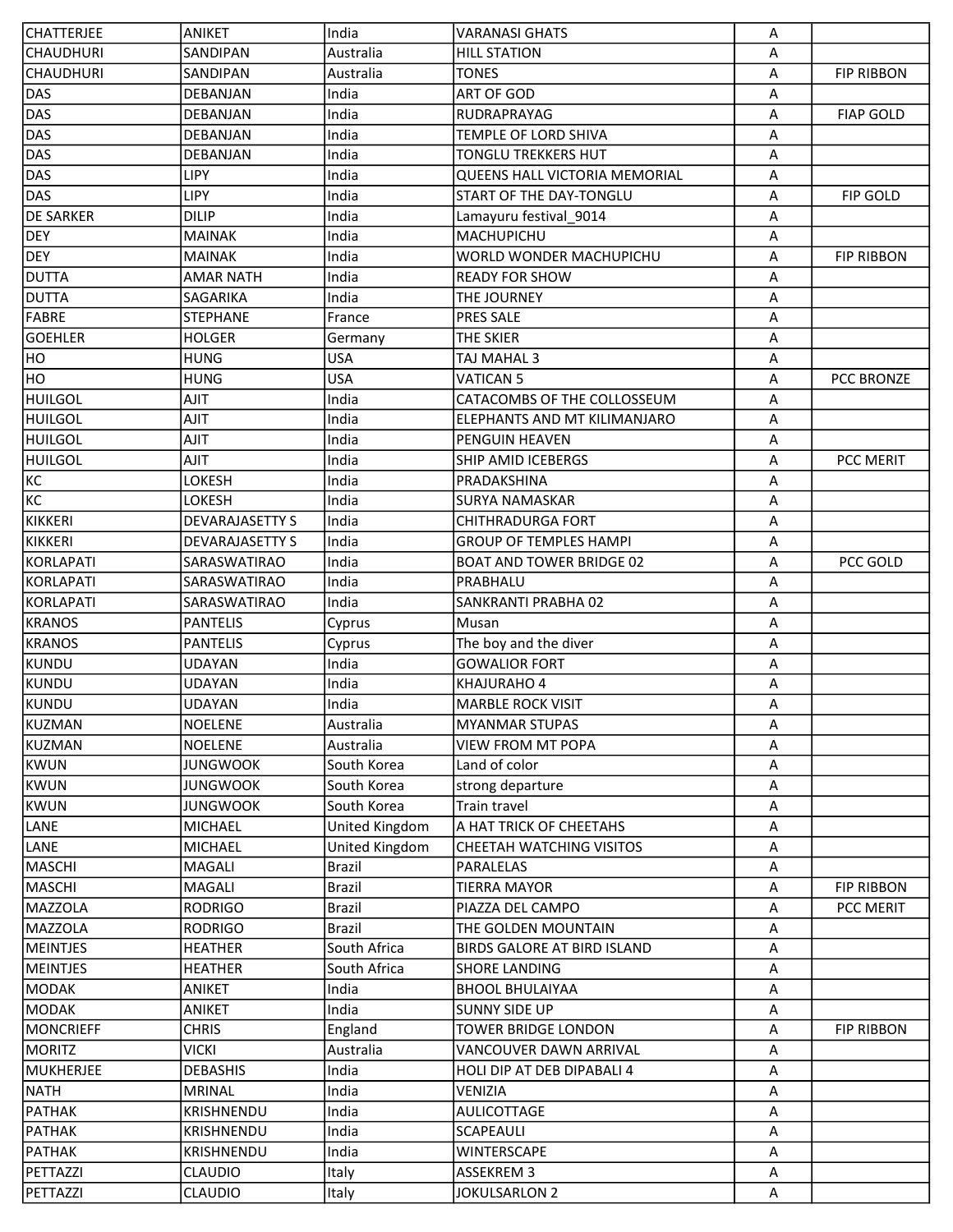| | | | | | |
|---|---|---|---|---|---|
| CHATTERJEE | ANIKET | India | VARANASI GHATS | A | |
| CHAUDHURI | SANDIPAN | Australia | HILL STATION | A | |
| CHAUDHURI | SANDIPAN | Australia | TONES | A | FIP RIBBON |
| DAS | DEBANJAN | India | ART OF GOD | A | |
| DAS | DEBANJAN | India | RUDRAPRAYAG | A | FIAP GOLD |
| DAS | DEBANJAN | India | TEMPLE OF LORD SHIVA | A | |
| DAS | DEBANJAN | India | TONGLU TREKKERS HUT | A | |
| DAS | LIPY | India | QUEENS HALL VICTORIA MEMORIAL | A | |
| DAS | LIPY | India | START OF THE DAY-TONGLU | A | FIP GOLD |
| DE SARKER | DILIP | India | Lamayuru festival_9014 | A | |
| DEY | MAINAK | India | MACHUPICHU | A | |
| DEY | MAINAK | India | WORLD WONDER MACHUPICHU | A | FIP RIBBON |
| DUTTA | AMAR NATH | India | READY FOR SHOW | A | |
| DUTTA | SAGARIKA | India | THE JOURNEY | A | |
| FABRE | STEPHANE | France | PRES SALE | A | |
| GOEHLER | HOLGER | Germany | THE SKIER | A | |
| HO | HUNG | USA | TAJ MAHAL 3 | A | |
| HO | HUNG | USA | VATICAN 5 | A | PCC BRONZE |
| HUILGOL | AJIT | India | CATACOMBS OF THE COLLOSSEUM | A | |
| HUILGOL | AJIT | India | ELEPHANTS AND MT KILIMANJARO | A | |
| HUILGOL | AJIT | India | PENGUIN HEAVEN | A | |
| HUILGOL | AJIT | India | SHIP AMID ICEBERGS | A | PCC MERIT |
| KC | LOKESH | India | PRADAKSHINA | A | |
| KC | LOKESH | India | SURYA NAMASKAR | A | |
| KIKKERI | DEVARAJASETTY S | India | CHITHRADURGA FORT | A | |
| KIKKERI | DEVARAJASETTY S | India | GROUP OF TEMPLES HAMPI | A | |
| KORLAPATI | SARASWATIRAO | India | BOAT AND TOWER BRIDGE 02 | A | PCC GOLD |
| KORLAPATI | SARASWATIRAO | India | PRABHALU | A | |
| KORLAPATI | SARASWATIRAO | India | SANKRANTI PRABHA 02 | A | |
| KRANOS | PANTELIS | Cyprus | Musan | A | |
| KRANOS | PANTELIS | Cyprus | The boy and the diver | A | |
| KUNDU | UDAYAN | India | GOWALIOR FORT | A | |
| KUNDU | UDAYAN | India | KHAJURAHO 4 | A | |
| KUNDU | UDAYAN | India | MARBLE ROCK VISIT | A | |
| KUZMAN | NOELENE | Australia | MYANMAR STUPAS | A | |
| KUZMAN | NOELENE | Australia | VIEW FROM MT POPA | A | |
| KWUN | JUNGWOOK | South Korea | Land of color | A | |
| KWUN | JUNGWOOK | South Korea | strong departure | A | |
| KWUN | JUNGWOOK | South Korea | Train travel | A | |
| LANE | MICHAEL | United Kingdom | A HAT TRICK OF CHEETAHS | A | |
| LANE | MICHAEL | United Kingdom | CHEETAH WATCHING VISITOS | A | |
| MASCHI | MAGALI | Brazil | PARALELAS | A | |
| MASCHI | MAGALI | Brazil | TIERRA MAYOR | A | FIP RIBBON |
| MAZZOLA | RODRIGO | Brazil | PIAZZA DEL CAMPO | A | PCC MERIT |
| MAZZOLA | RODRIGO | Brazil | THE GOLDEN MOUNTAIN | A | |
| MEINTJES | HEATHER | South Africa | BIRDS GALORE AT BIRD ISLAND | A | |
| MEINTJES | HEATHER | South Africa | SHORE LANDING | A | |
| MODAK | ANIKET | India | BHOOL BHULAIYAA | A | |
| MODAK | ANIKET | India | SUNNY SIDE UP | A | |
| MONCRIEFF | CHRIS | England | TOWER BRIDGE LONDON | A | FIP RIBBON |
| MORITZ | VICKI | Australia | VANCOUVER DAWN ARRIVAL | A | |
| MUKHERJEE | DEBASHIS | India | HOLI DIP AT DEB DIPABALI 4 | A | |
| NATH | MRINAL | India | VENIZIA | A | |
| PATHAK | KRISHNENDU | India | AULICOTTAGE | A | |
| PATHAK | KRISHNENDU | India | SCAPEAULI | A | |
| PATHAK | KRISHNENDU | India | WINTERSCAPE | A | |
| PETTAZZI | CLAUDIO | Italy | ASSEKREM 3 | A | |
| PETTAZZI | CLAUDIO | Italy | JOKULSARLON 2 | A | |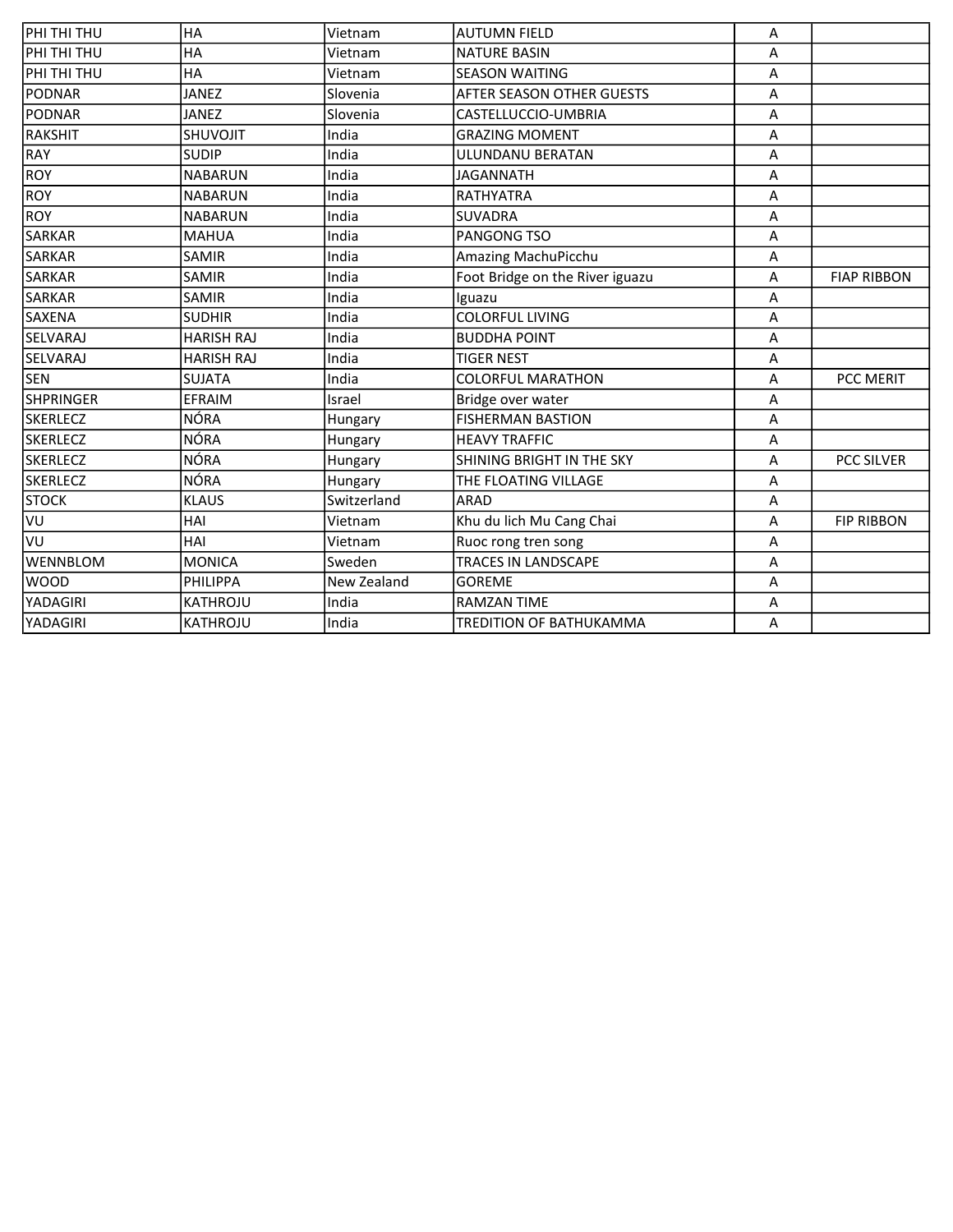| | | | | | |
|---|---|---|---|---|---|
| PHI THI THU | HA | Vietnam | AUTUMN FIELD | A | |
| PHI THI THU | HA | Vietnam | NATURE BASIN | A | |
| PHI THI THU | HA | Vietnam | SEASON WAITING | A | |
| PODNAR | JANEZ | Slovenia | AFTER SEASON OTHER GUESTS | A | |
| PODNAR | JANEZ | Slovenia | CASTELLUCCIO-UMBRIA | A | |
| RAKSHIT | SHUVOJIT | India | GRAZING MOMENT | A | |
| RAY | SUDIP | India | ULUNDANU BERATAN | A | |
| ROY | NABARUN | India | JAGANNATH | A | |
| ROY | NABARUN | India | RATHYATRA | A | |
| ROY | NABARUN | India | SUVADRA | A | |
| SARKAR | MAHUA | India | PANGONG TSO | A | |
| SARKAR | SAMIR | India | Amazing MachuPicchu | A | |
| SARKAR | SAMIR | India | Foot Bridge on the River iguazu | A | FIAP RIBBON |
| SARKAR | SAMIR | India | Iguazu | A | |
| SAXENA | SUDHIR | India | COLORFUL LIVING | A | |
| SELVARAJ | HARISH RAJ | India | BUDDHA POINT | A | |
| SELVARAJ | HARISH RAJ | India | TIGER NEST | A | |
| SEN | SUJATA | India | COLORFUL MARATHON | A | PCC MERIT |
| SHPRINGER | EFRAIM | Israel | Bridge over water | A | |
| SKERLECZ | NÓRA | Hungary | FISHERMAN BASTION | A | |
| SKERLECZ | NÓRA | Hungary | HEAVY TRAFFIC | A | |
| SKERLECZ | NÓRA | Hungary | SHINING BRIGHT IN THE SKY | A | PCC SILVER |
| SKERLECZ | NÓRA | Hungary | THE FLOATING VILLAGE | A | |
| STOCK | KLAUS | Switzerland | ARAD | A | |
| VU | HAI | Vietnam | Khu du lich Mu Cang Chai | A | FIP RIBBON |
| VU | HAI | Vietnam | Ruoc rong tren song | A | |
| WENNBLOM | MONICA | Sweden | TRACES IN LANDSCAPE | A | |
| WOOD | PHILIPPA | New Zealand | GOREME | A | |
| YADAGIRI | KATHROJU | India | RAMZAN TIME | A | |
| YADAGIRI | KATHROJU | India | TREDITION OF BATHUKAMMA | A | |